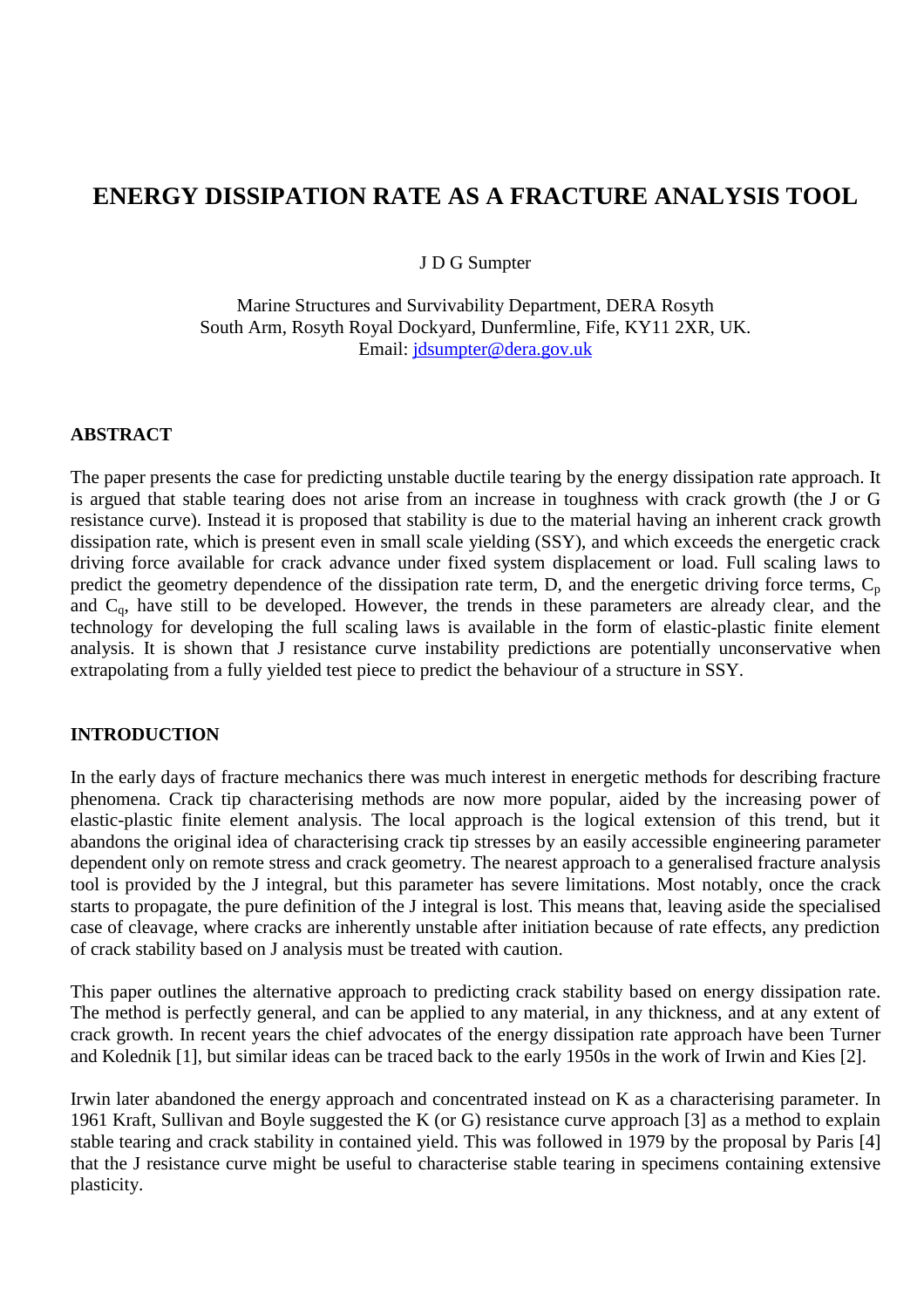# ENERGY DISSIPATION RATE AS A FRACTURE ANALYSIS TOOL

J D G Sumpter

Marine Structures and Survivability Department, DERA Rosyth
South Arm, Rosyth Royal Dockyard, Dunfermline, Fife, KY11 2XR, UK.
Email: jdsumpter@dera.gov.uk

## ABSTRACT

The paper presents the case for predicting unstable ductile tearing by the energy dissipation rate approach. It is argued that stable tearing does not arise from an increase in toughness with crack growth (the J or G resistance curve). Instead it is proposed that stability is due to the material having an inherent crack growth dissipation rate, which is present even in small scale yielding (SSY), and which exceeds the energetic crack driving force available for crack advance under fixed system displacement or load. Full scaling laws to predict the geometry dependence of the dissipation rate term, D, and the energetic driving force terms, $C_p$ and $C_q$, have still to be developed. However, the trends in these parameters are already clear, and the technology for developing the full scaling laws is available in the form of elastic-plastic finite element analysis. It is shown that J resistance curve instability predictions are potentially unconservative when extrapolating from a fully yielded test piece to predict the behaviour of a structure in SSY.

## INTRODUCTION

In the early days of fracture mechanics there was much interest in energetic methods for describing fracture phenomena. Crack tip characterising methods are now more popular, aided by the increasing power of elastic-plastic finite element analysis. The local approach is the logical extension of this trend, but it abandons the original idea of characterising crack tip stresses by an easily accessible engineering parameter dependent only on remote stress and crack geometry. The nearest approach to a generalised fracture analysis tool is provided by the J integral, but this parameter has severe limitations. Most notably, once the crack starts to propagate, the pure definition of the J integral is lost. This means that, leaving aside the specialised case of cleavage, where cracks are inherently unstable after initiation because of rate effects, any prediction of crack stability based on J analysis must be treated with caution.

This paper outlines the alternative approach to predicting crack stability based on energy dissipation rate. The method is perfectly general, and can be applied to any material, in any thickness, and at any extent of crack growth. In recent years the chief advocates of the energy dissipation rate approach have been Turner and Kolednik [1], but similar ideas can be traced back to the early 1950s in the work of Irwin and Kies [2].

Irwin later abandoned the energy approach and concentrated instead on K as a characterising parameter. In 1961 Kraft, Sullivan and Boyle suggested the K (or G) resistance curve approach [3] as a method to explain stable tearing and crack stability in contained yield. This was followed in 1979 by the proposal by Paris [4] that the J resistance curve might be useful to characterise stable tearing in specimens containing extensive plasticity.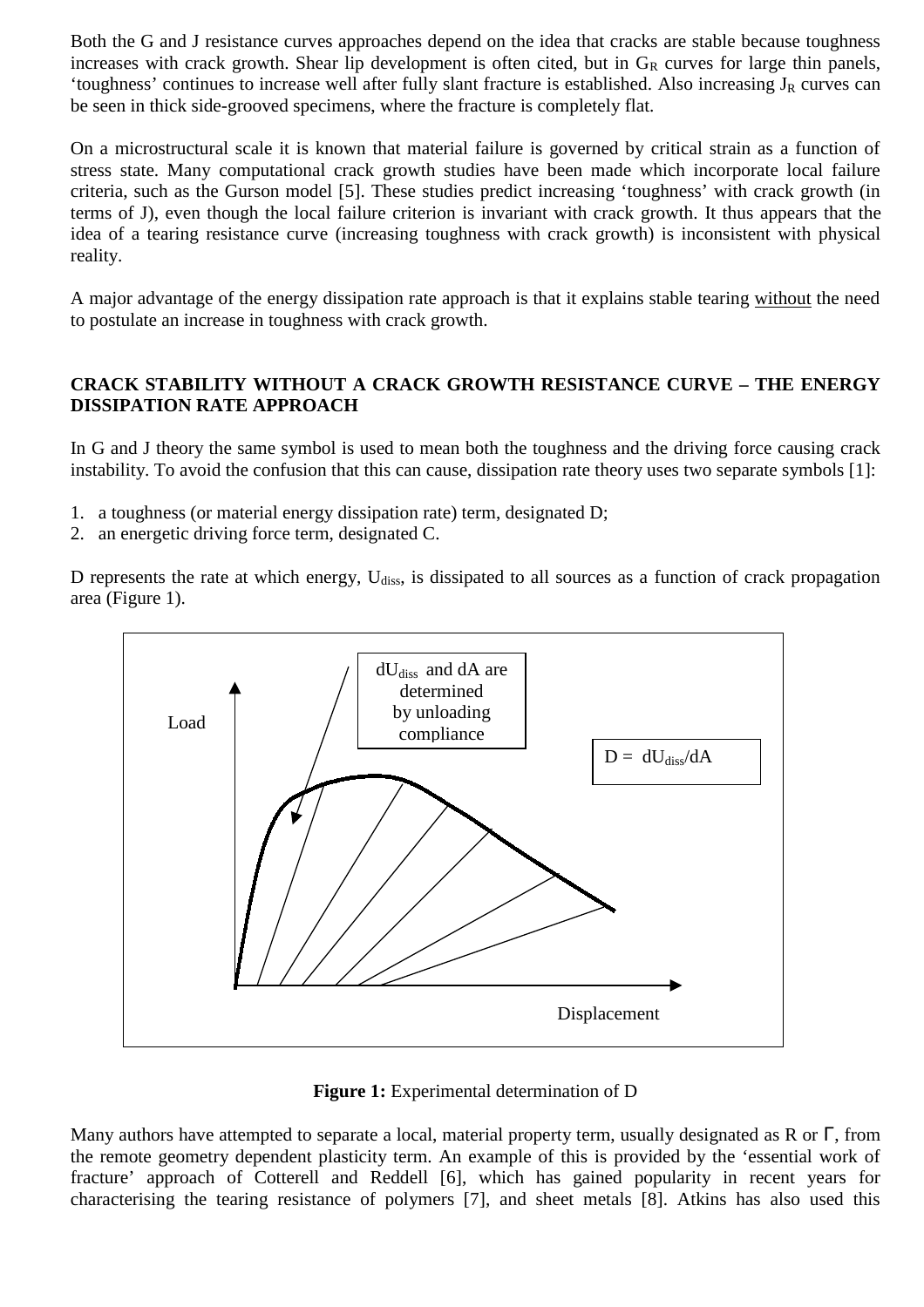Both the G and J resistance curves approaches depend on the idea that cracks are stable because toughness increases with crack growth. Shear lip development is often cited, but in $G_R$ curves for large thin panels, 'toughness' continues to increase well after fully slant fracture is established. Also increasing $J_R$ curves can be seen in thick side-grooved specimens, where the fracture is completely flat.

On a microstructural scale it is known that material failure is governed by critical strain as a function of stress state. Many computational crack growth studies have been made which incorporate local failure criteria, such as the Gurson model [5]. These studies predict increasing 'toughness' with crack growth (in terms of J), even though the local failure criterion is invariant with crack growth. It thus appears that the idea of a tearing resistance curve (increasing toughness with crack growth) is inconsistent with physical reality.

A major advantage of the energy dissipation rate approach is that it explains stable tearing <u>without</u> the need to postulate an increase in toughness with crack growth.

## CRACK STABILITY WITHOUT A CRACK GROWTH RESISTANCE CURVE – THE ENERGY DISSIPATION RATE APPROACH

In G and J theory the same symbol is used to mean both the toughness and the driving force causing crack instability. To avoid the confusion that this can cause, dissipation rate theory uses two separate symbols [1]:

1. a toughness (or material energy dissipation rate) term, designated D;
2. an energetic driving force term, designated C.

D represents the rate at which energy, $U_{diss}$, is dissipated to all sources as a function of crack propagation area (Figure 1).

$dU_{diss}$ and dA are determined by unloading compliance

$D = dU_{diss}/dA$

Load

Displacement

**Figure 1:** Experimental determination of D

Many authors have attempted to separate a local, material property term, usually designated as R or $\Gamma$, from the remote geometry dependent plasticity term. An example of this is provided by the 'essential work of fracture' approach of Cotterell and Reddell [6], which has gained popularity in recent years for characterising the tearing resistance of polymers [7], and sheet metals [8]. Atkins has also used this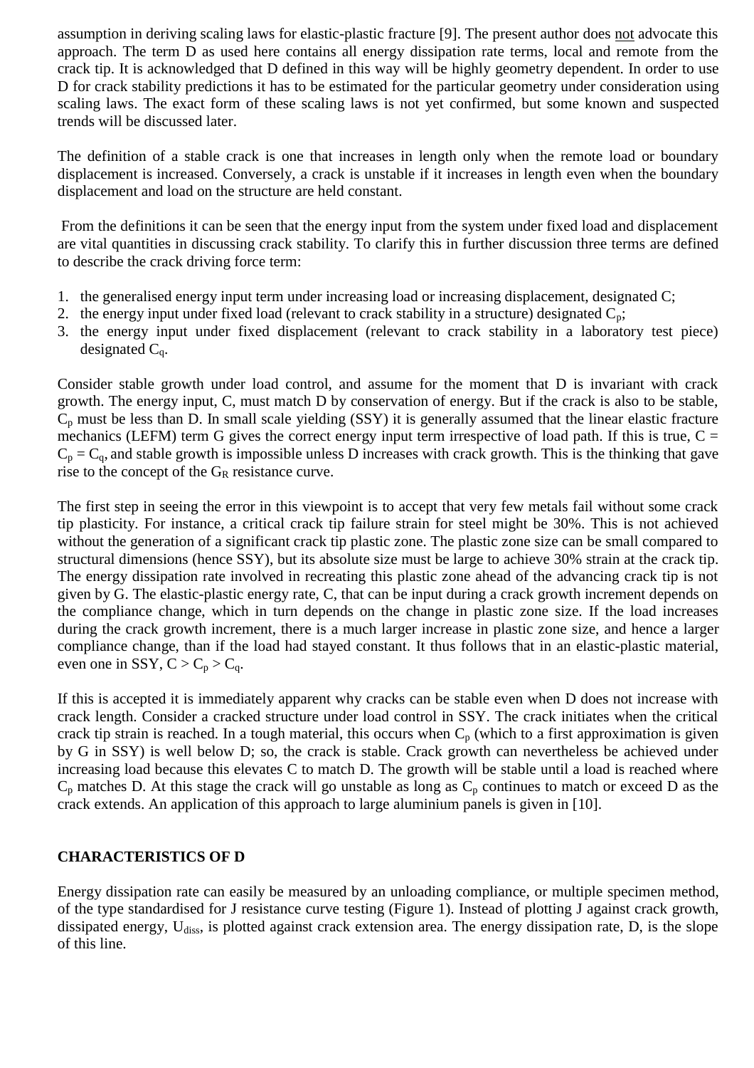assumption in deriving scaling laws for elastic-plastic fracture [9]. The present author does not advocate this approach. The term D as used here contains all energy dissipation rate terms, local and remote from the crack tip. It is acknowledged that D defined in this way will be highly geometry dependent. In order to use D for crack stability predictions it has to be estimated for the particular geometry under consideration using scaling laws. The exact form of these scaling laws is not yet confirmed, but some known and suspected trends will be discussed later.

The definition of a stable crack is one that increases in length only when the remote load or boundary displacement is increased. Conversely, a crack is unstable if it increases in length even when the boundary displacement and load on the structure are held constant.

From the definitions it can be seen that the energy input from the system under fixed load and displacement are vital quantities in discussing crack stability. To clarify this in further discussion three terms are defined to describe the crack driving force term:

1. the generalised energy input term under increasing load or increasing displacement, designated C;
2. the energy input under fixed load (relevant to crack stability in a structure) designated $C_p$;
3. the energy input under fixed displacement (relevant to crack stability in a laboratory test piece) designated $C_q$.

Consider stable growth under load control, and assume for the moment that D is invariant with crack growth. The energy input, C, must match D by conservation of energy. But if the crack is also to be stable, $C_p$ must be less than D. In small scale yielding (SSY) it is generally assumed that the linear elastic fracture mechanics (LEFM) term G gives the correct energy input term irrespective of load path. If this is true, $C = C_p = C_q$, and stable growth is impossible unless D increases with crack growth. This is the thinking that gave rise to the concept of the $G_R$ resistance curve.

The first step in seeing the error in this viewpoint is to accept that very few metals fail without some crack tip plasticity. For instance, a critical crack tip failure strain for steel might be 30%. This is not achieved without the generation of a significant crack tip plastic zone. The plastic zone size can be small compared to structural dimensions (hence SSY), but its absolute size must be large to achieve 30% strain at the crack tip. The energy dissipation rate involved in recreating this plastic zone ahead of the advancing crack tip is not given by G. The elastic-plastic energy rate, C, that can be input during a crack growth increment depends on the compliance change, which in turn depends on the change in plastic zone size. If the load increases during the crack growth increment, there is a much larger increase in plastic zone size, and hence a larger compliance change, than if the load had stayed constant. It thus follows that in an elastic-plastic material, even one in SSY, $C > C_p > C_q$.

If this is accepted it is immediately apparent why cracks can be stable even when D does not increase with crack length. Consider a cracked structure under load control in SSY. The crack initiates when the critical crack tip strain is reached. In a tough material, this occurs when $C_p$ (which to a first approximation is given by G in SSY) is well below D; so, the crack is stable. Crack growth can nevertheless be achieved under increasing load because this elevates C to match D. The growth will be stable until a load is reached where $C_p$ matches D. At this stage the crack will go unstable as long as $C_p$ continues to match or exceed D as the crack extends. An application of this approach to large aluminium panels is given in [10].

## CHARACTERISTICS OF D

Energy dissipation rate can easily be measured by an unloading compliance, or multiple specimen method, of the type standardised for J resistance curve testing (Figure 1). Instead of plotting J against crack growth, dissipated energy, $U_{diss}$, is plotted against crack extension area. The energy dissipation rate, D, is the slope of this line.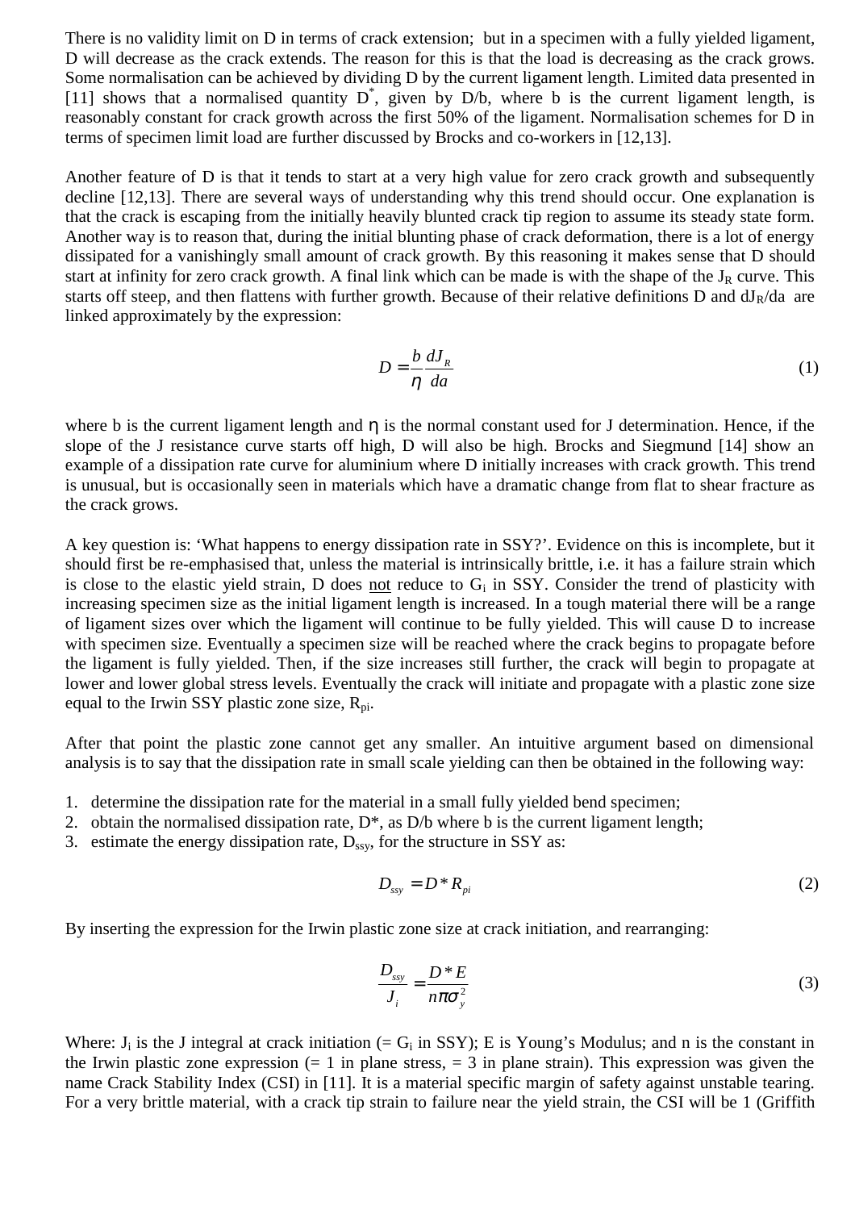There is no validity limit on D in terms of crack extension; but in a specimen with a fully yielded ligament, D will decrease as the crack extends. The reason for this is that the load is decreasing as the crack grows. Some normalisation can be achieved by dividing D by the current ligament length. Limited data presented in [11] shows that a normalised quantity $D^*$, given by D/b, where b is the current ligament length, is reasonably constant for crack growth across the first 50% of the ligament. Normalisation schemes for D in terms of specimen limit load are further discussed by Brocks and co-workers in [12,13].

Another feature of D is that it tends to start at a very high value for zero crack growth and subsequently decline [12,13]. There are several ways of understanding why this trend should occur. One explanation is that the crack is escaping from the initially heavily blunted crack tip region to assume its steady state form. Another way is to reason that, during the initial blunting phase of crack deformation, there is a lot of energy dissipated for a vanishingly small amount of crack growth. By this reasoning it makes sense that D should start at infinity for zero crack growth. A final link which can be made is with the shape of the $J_R$ curve. This starts off steep, and then flattens with further growth. Because of their relative definitions D and $dJ_R/da$ are linked approximately by the expression:

$$D = \frac{b}{\eta}\frac{dJ_R}{da} \tag{1}$$

where b is the current ligament length and $\eta$ is the normal constant used for J determination. Hence, if the slope of the J resistance curve starts off high, D will also be high. Brocks and Siegmund [14] show an example of a dissipation rate curve for aluminium where D initially increases with crack growth. This trend is unusual, but is occasionally seen in materials which have a dramatic change from flat to shear fracture as the crack grows.

A key question is: 'What happens to energy dissipation rate in SSY?'. Evidence on this is incomplete, but it should first be re-emphasised that, unless the material is intrinsically brittle, i.e. it has a failure strain which is close to the elastic yield strain, D does not reduce to $G_i$ in SSY. Consider the trend of plasticity with increasing specimen size as the initial ligament length is increased. In a tough material there will be a range of ligament sizes over which the ligament will continue to be fully yielded. This will cause D to increase with specimen size. Eventually a specimen size will be reached where the crack begins to propagate before the ligament is fully yielded. Then, if the size increases still further, the crack will begin to propagate at lower and lower global stress levels. Eventually the crack will initiate and propagate with a plastic zone size equal to the Irwin SSY plastic zone size, $R_{pi}$.

After that point the plastic zone cannot get any smaller. An intuitive argument based on dimensional analysis is to say that the dissipation rate in small scale yielding can then be obtained in the following way:

1. determine the dissipation rate for the material in a small fully yielded bend specimen;
2. obtain the normalised dissipation rate, $D^*$, as D/b where b is the current ligament length;
3. estimate the energy dissipation rate, $D_{ssy}$, for the structure in SSY as:

$$D_{ssy} = D^* R_{pi} \tag{2}$$

By inserting the expression for the Irwin plastic zone at crack initiation, and rearranging:

$$\frac{D_{ssy}}{J_i} = \frac{D^* E}{n\pi\sigma_y^2} \tag{3}$$

Where: $J_i$ is the J integral at crack initiation (= $G_i$ in SSY); E is Young's Modulus; and n is the constant in the Irwin plastic zone expression (= 1 in plane stress, = 3 in plane strain). This expression was given the name Crack Stability Index (CSI) in [11]. It is a material specific margin of safety against unstable tearing. For a very brittle material, with a crack tip strain to failure near the yield strain, the CSI will be 1 (Griffith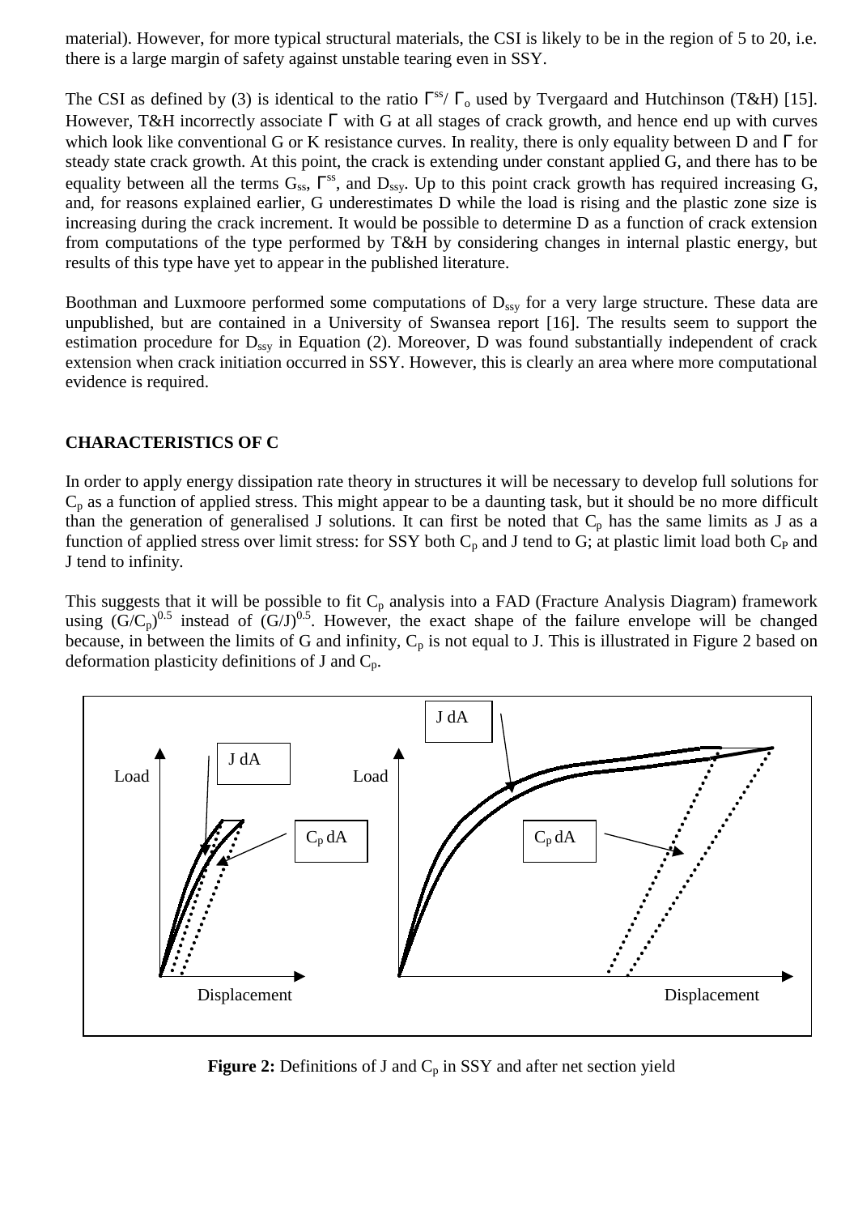material). However, for more typical structural materials, the CSI is likely to be in the region of 5 to 20, i.e. there is a large margin of safety against unstable tearing even in SSY.

The CSI as defined by (3) is identical to the ratio $\Gamma^{ss}/\Gamma_o$ used by Tvergaard and Hutchinson (T&H) [15]. However, T&H incorrectly associate $\Gamma$ with G at all stages of crack growth, and hence end up with curves which look like conventional G or K resistance curves. In reality, there is only equality between D and $\Gamma$ for steady state crack growth. At this point, the crack is extending under constant applied G, and there has to be equality between all the terms $G_{ss}$, $\Gamma^{ss}$, and $D_{ssy}$. Up to this point crack growth has required increasing G, and, for reasons explained earlier, G underestimates D while the load is rising and the plastic zone size is increasing during the crack increment. It would be possible to determine D as a function of crack extension from computations of the type performed by T&H by considering changes in internal plastic energy, but results of this type have yet to appear in the published literature.

Boothman and Luxmoore performed some computations of $D_{ssy}$ for a very large structure. These data are unpublished, but are contained in a University of Swansea report [16]. The results seem to support the estimation procedure for $D_{ssy}$ in Equation (2). Moreover, D was found substantially independent of crack extension when crack initiation occurred in SSY. However, this is clearly an area where more computational evidence is required.

## CHARACTERISTICS OF C

In order to apply energy dissipation rate theory in structures it will be necessary to develop full solutions for $C_p$ as a function of applied stress. This might appear to be a daunting task, but it should be no more difficult than the generation of generalised J solutions. It can first be noted that $C_p$ has the same limits as J as a function of applied stress over limit stress: for SSY both $C_p$ and J tend to G; at plastic limit load both $C_P$ and J tend to infinity.

This suggests that it will be possible to fit $C_p$ analysis into a FAD (Fracture Analysis Diagram) framework using $(G/C_p)^{0.5}$ instead of $(G/J)^{0.5}$. However, the exact shape of the failure envelope will be changed because, in between the limits of G and infinity, $C_p$ is not equal to J. This is illustrated in Figure 2 based on deformation plasticity definitions of J and $C_p$.

**Figure 2:** Definitions of J and $C_p$ in SSY and after net section yield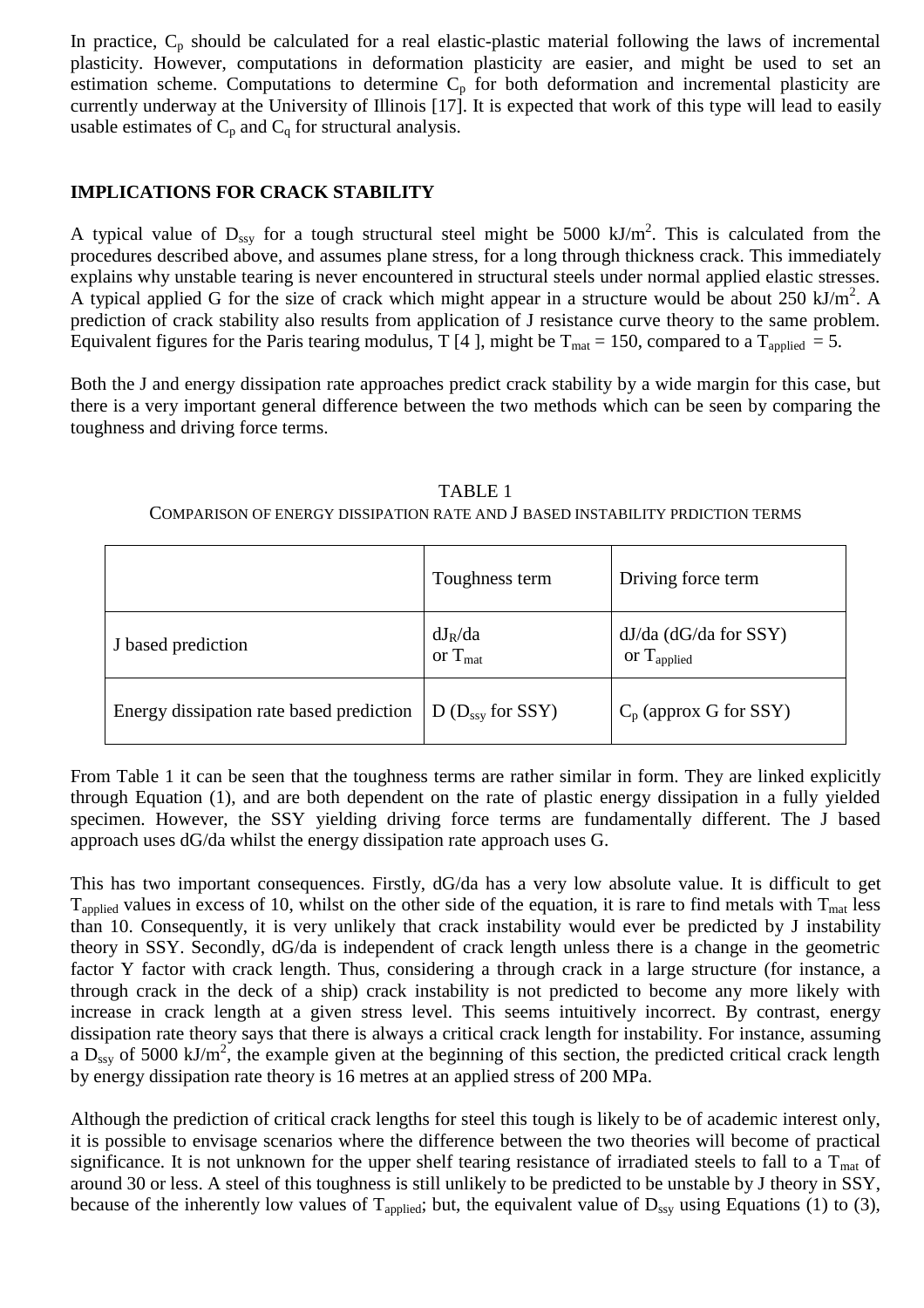In practice, $C_p$ should be calculated for a real elastic-plastic material following the laws of incremental plasticity. However, computations in deformation plasticity are easier, and might be used to set an estimation scheme. Computations to determine $C_p$ for both deformation and incremental plasticity are currently underway at the University of Illinois [17]. It is expected that work of this type will lead to easily usable estimates of $C_p$ and $C_q$ for structural analysis.

## IMPLICATIONS FOR CRACK STABILITY

A typical value of $D_{ssy}$ for a tough structural steel might be 5000 kJ/m$^2$. This is calculated from the procedures described above, and assumes plane stress, for a long through thickness crack. This immediately explains why unstable tearing is never encountered in structural steels under normal applied elastic stresses. A typical applied G for the size of crack which might appear in a structure would be about 250 kJ/m$^2$. A prediction of crack stability also results from application of J resistance curve theory to the same problem. Equivalent figures for the Paris tearing modulus, T [4 ], might be $T_{mat}$ = 150, compared to a $T_{applied}$ = 5.

Both the J and energy dissipation rate approaches predict crack stability by a wide margin for this case, but there is a very important general difference between the two methods which can be seen by comparing the toughness and driving force terms.

TABLE 1
COMPARISON OF ENERGY DISSIPATION RATE AND J BASED INSTABILITY PRDICTION TERMS

| | Toughness term | Driving force term |
|---|---|---|
| J based prediction | $dJ_R/da$ or $T_{mat}$ | $dJ/da$ ($dG/da$ for SSY) or $T_{applied}$ |
| Energy dissipation rate based prediction | D ($D_{ssy}$ for SSY) | $C_p$ (approx G for SSY) |

From Table 1 it can be seen that the toughness terms are rather similar in form. They are linked explicitly through Equation (1), and are both dependent on the rate of plastic energy dissipation in a fully yielded specimen. However, the SSY yielding driving force terms are fundamentally different. The J based approach uses dG/da whilst the energy dissipation rate approach uses G.

This has two important consequences. Firstly, dG/da has a very low absolute value. It is difficult to get $T_{applied}$ values in excess of 10, whilst on the other side of the equation, it is rare to find metals with $T_{mat}$ less than 10. Consequently, it is very unlikely that crack instability would ever be predicted by J instability theory in SSY. Secondly, dG/da is independent of crack length unless there is a change in the geometric factor Y factor with crack length. Thus, considering a through crack in a large structure (for instance, a through crack in the deck of a ship) crack instability is not predicted to become any more likely with increase in crack length at a given stress level. This seems intuitively incorrect. By contrast, energy dissipation rate theory says that there is always a critical crack length for instability. For instance, assuming a $D_{ssy}$ of 5000 kJ/m$^2$, the example given at the beginning of this section, the predicted critical crack length by energy dissipation rate theory is 16 metres at an applied stress of 200 MPa.

Although the prediction of critical crack lengths for steel this tough is likely to be of academic interest only, it is possible to envisage scenarios where the difference between the two theories will become of practical significance. It is not unknown for the upper shelf tearing resistance of irradiated steels to fall to a $T_{mat}$ of around 30 or less. A steel of this toughness is still unlikely to be predicted to be unstable by J theory in SSY, because of the inherently low values of $T_{applied}$; but, the equivalent value of $D_{ssy}$ using Equations (1) to (3),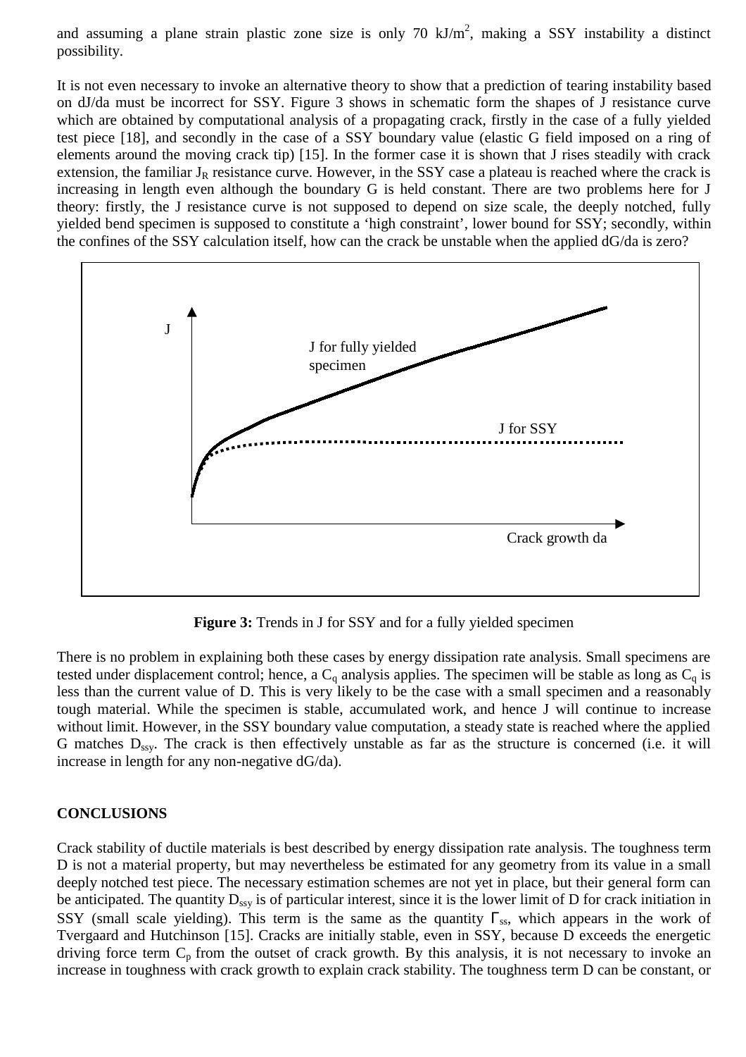and assuming a plane strain plastic zone size is only 70 kJ/m$^2$, making a SSY instability a distinct possibility.

It is not even necessary to invoke an alternative theory to show that a prediction of tearing instability based on dJ/da must be incorrect for SSY. Figure 3 shows in schematic form the shapes of J resistance curve which are obtained by computational analysis of a propagating crack, firstly in the case of a fully yielded test piece [18], and secondly in the case of a SSY boundary value (elastic G field imposed on a ring of elements around the moving crack tip) [15]. In the former case it is shown that J rises steadily with crack extension, the familiar $J_R$ resistance curve. However, in the SSY case a plateau is reached where the crack is increasing in length even although the boundary G is held constant. There are two problems here for J theory: firstly, the J resistance curve is not supposed to depend on size scale, the deeply notched, fully yielded bend specimen is supposed to constitute a 'high constraint', lower bound for SSY; secondly, within the confines of the SSY calculation itself, how can the crack be unstable when the applied dG/da is zero?

**Figure 3:** Trends in J for SSY and for a fully yielded specimen

There is no problem in explaining both these cases by energy dissipation rate analysis. Small specimens are tested under displacement control; hence, a $C_q$ analysis applies. The specimen will be stable as long as $C_q$ is less than the current value of D. This is very likely to be the case with a small specimen and a reasonably tough material. While the specimen is stable, accumulated work, and hence J will continue to increase without limit. However, in the SSY boundary value computation, a steady state is reached where the applied G matches $D_{ssy}$. The crack is then effectively unstable as far as the structure is concerned (i.e. it will increase in length for any non-negative dG/da).

## CONCLUSIONS

Crack stability of ductile materials is best described by energy dissipation rate analysis. The toughness term D is not a material property, but may nevertheless be estimated for any geometry from its value in a small deeply notched test piece. The necessary estimation schemes are not yet in place, but their general form can be anticipated. The quantity $D_{ssy}$ is of particular interest, since it is the lower limit of D for crack initiation in SSY (small scale yielding). This term is the same as the quantity $\Gamma_{ss}$, which appears in the work of Tvergaard and Hutchinson [15]. Cracks are initially stable, even in SSY, because D exceeds the energetic driving force term $C_p$ from the outset of crack growth. By this analysis, it is not necessary to invoke an increase in toughness with crack growth to explain crack stability. The toughness term D can be constant, or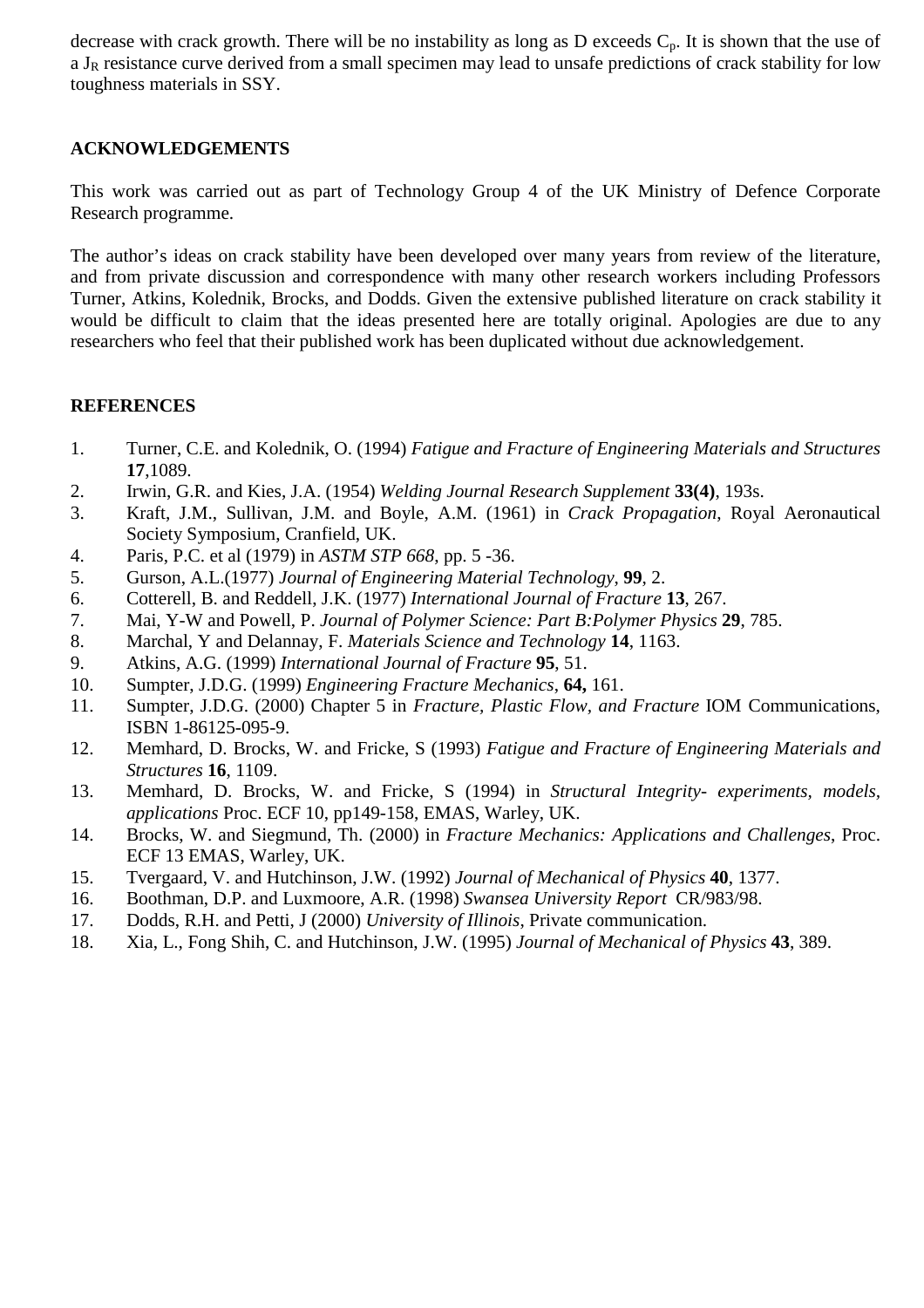decrease with crack growth. There will be no instability as long as D exceeds $C_p$. It is shown that the use of a $J_R$ resistance curve derived from a small specimen may lead to unsafe predictions of crack stability for low toughness materials in SSY.

## ACKNOWLEDGEMENTS

This work was carried out as part of Technology Group 4 of the UK Ministry of Defence Corporate Research programme.

The author's ideas on crack stability have been developed over many years from review of the literature, and from private discussion and correspondence with many other research workers including Professors Turner, Atkins, Kolednik, Brocks, and Dodds. Given the extensive published literature on crack stability it would be difficult to claim that the ideas presented here are totally original. Apologies are due to any researchers who feel that their published work has been duplicated without due acknowledgement.

## REFERENCES

1. Turner, C.E. and Kolednik, O. (1994) *Fatigue and Fracture of Engineering Materials and Structures* **17**,1089.
2. Irwin, G.R. and Kies, J.A. (1954) *Welding Journal Research Supplement* **33(4)**, 193s.
3. Kraft, J.M., Sullivan, J.M. and Boyle, A.M. (1961) in *Crack Propagation*, Royal Aeronautical Society Symposium, Cranfield, UK.
4. Paris, P.C. et al (1979) in *ASTM STP 668*, pp. 5 -36.
5. Gurson, A.L.(1977) *Journal of Engineering Material Technology*, **99**, 2.
6. Cotterell, B. and Reddell, J.K. (1977) *International Journal of Fracture* **13**, 267.
7. Mai, Y-W and Powell, P. *Journal of Polymer Science: Part B:Polymer Physics* **29**, 785.
8. Marchal, Y and Delannay, F. *Materials Science and Technology* **14**, 1163.
9. Atkins, A.G. (1999) *International Journal of Fracture* **95**, 51.
10. Sumpter, J.D.G. (1999) *Engineering Fracture Mechanics*, **64,** 161.
11. Sumpter, J.D.G. (2000) Chapter 5 in *Fracture, Plastic Flow, and Fracture* IOM Communications, ISBN 1-86125-095-9.
12. Memhard, D. Brocks, W. and Fricke, S (1993) *Fatigue and Fracture of Engineering Materials and Structures* **16**, 1109.
13. Memhard, D. Brocks, W. and Fricke, S (1994) in *Structural Integrity- experiments, models, applications* Proc. ECF 10, pp149-158, EMAS, Warley, UK.
14. Brocks, W. and Siegmund, Th. (2000) in *Fracture Mechanics: Applications and Challenges*, Proc. ECF 13 EMAS, Warley, UK.
15. Tvergaard, V. and Hutchinson, J.W. (1992) *Journal of Mechanical of Physics* **40**, 1377.
16. Boothman, D.P. and Luxmoore, A.R. (1998) *Swansea University Report* CR/983/98.
17. Dodds, R.H. and Petti, J (2000) *University of Illinois*, Private communication.
18. Xia, L., Fong Shih, C. and Hutchinson, J.W. (1995) *Journal of Mechanical of Physics* **43**, 389.